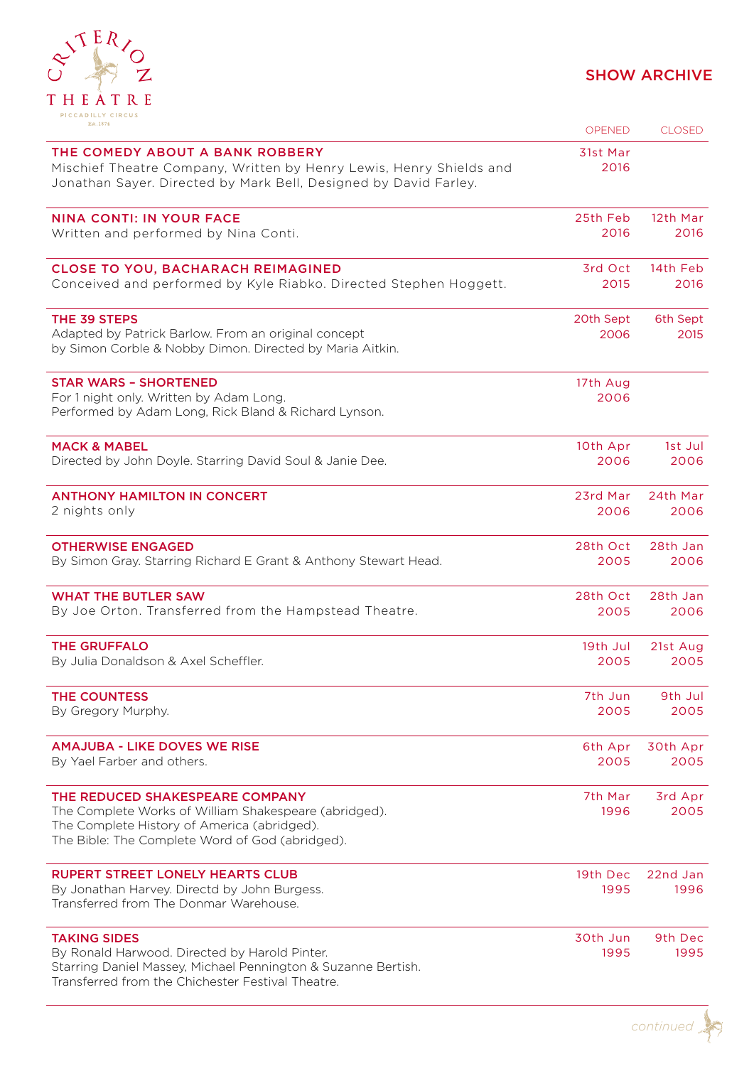# SHOW ARCHIVE

| | OPENED | CLOSED |
|---|---|---|
| **THE COMEDY ABOUT A BANK ROBBERY**<br>Mischief Theatre Company, Written by Henry Lewis, Henry Shields and Jonathan Sayer. Directed by Mark Bell, Designed by David Farley. | 31st Mar 2016 | |
| **NINA CONTI: IN YOUR FACE**<br>Written and performed by Nina Conti. | 25th Feb 2016 | 12th Mar 2016 |
| **CLOSE TO YOU, BACHARACH REIMAGINED**<br>Conceived and performed by Kyle Riabko. Directed Stephen Hoggett. | 3rd Oct 2015 | 14th Feb 2016 |
| **THE 39 STEPS**<br>Adapted by Patrick Barlow. From an original concept by Simon Corble & Nobby Dimon. Directed by Maria Aitkin. | 20th Sept 2006 | 6th Sept 2015 |
| **STAR WARS – SHORTENED**<br>For 1 night only. Written by Adam Long. Performed by Adam Long, Rick Bland & Richard Lynson. | 17th Aug 2006 | |
| **MACK & MABEL**<br>Directed by John Doyle. Starring David Soul & Janie Dee. | 10th Apr 2006 | 1st Jul 2006 |
| **ANTHONY HAMILTON IN CONCERT**<br>2 nights only | 23rd Mar 2006 | 24th Mar 2006 |
| **OTHERWISE ENGAGED**<br>By Simon Gray. Starring Richard E Grant & Anthony Stewart Head. | 28th Oct 2005 | 28th Jan 2006 |
| **WHAT THE BUTLER SAW**<br>By Joe Orton. Transferred from the Hampstead Theatre. | 28th Oct 2005 | 28th Jan 2006 |
| **THE GRUFFALO**<br>By Julia Donaldson & Axel Scheffler. | 19th Jul 2005 | 21st Aug 2005 |
| **THE COUNTESS**<br>By Gregory Murphy. | 7th Jun 2005 | 9th Jul 2005 |
| **AMAJUBA - LIKE DOVES WE RISE**<br>By Yael Farber and others. | 6th Apr 2005 | 30th Apr 2005 |
| **THE REDUCED SHAKESPEARE COMPANY**<br>The Complete Works of William Shakespeare (abridged).<br>The Complete History of America (abridged).<br>The Bible: The Complete Word of God (abridged). | 7th Mar 1996 | 3rd Apr 2005 |
| **RUPERT STREET LONELY HEARTS CLUB**<br>By Jonathan Harvey. Directd by John Burgess.<br>Transferred from The Donmar Warehouse. | 19th Dec 1995 | 22nd Jan 1996 |
| **TAKING SIDES**<br>By Ronald Harwood. Directed by Harold Pinter.<br>Starring Daniel Massey, Michael Pennington & Suzanne Bertish.<br>Transferred from the Chichester Festival Theatre. | 30th Jun 1995 | 9th Dec 1995 |

*continued*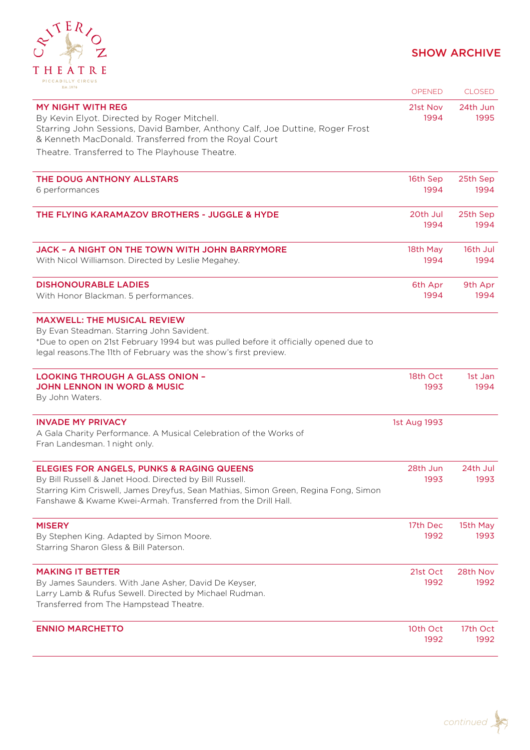## SHOW ARCHIVE

| | OPENED | CLOSED |
|---|---|---|
| **MY NIGHT WITH REG**<br>By Kevin Elyot. Directed by Roger Mitchell.<br>Starring John Sessions, David Bamber, Anthony Calf, Joe Duttine, Roger Frost & Kenneth MacDonald. Transferred from the Royal Court Theatre. Transferred to The Playhouse Theatre. | 21st Nov 1994 | 24th Jun 1995 |
| **THE DOUG ANTHONY ALLSTARS**<br>6 performances | 16th Sep 1994 | 25th Sep 1994 |
| **THE FLYING KARAMAZOV BROTHERS - JUGGLE & HYDE** | 20th Jul 1994 | 25th Sep 1994 |
| **JACK – A NIGHT ON THE TOWN WITH JOHN BARRYMORE**<br>With Nicol Williamson. Directed by Leslie Megahey. | 18th May 1994 | 16th Jul 1994 |
| **DISHONOURABLE LADIES**<br>With Honor Blackman. 5 performances. | 6th Apr 1994 | 9th Apr 1994 |
| **MAXWELL: THE MUSICAL REVIEW**<br>By Evan Steadman. Starring John Savident.<br>*Due to open on 21st February 1994 but was pulled before it officially opened due to legal reasons.The 11th of February was the show's first preview. | | |
| **LOOKING THROUGH A GLASS ONION – JOHN LENNON IN WORD & MUSIC**<br>By John Waters. | 18th Oct 1993 | 1st Jan 1994 |
| **INVADE MY PRIVACY**<br>A Gala Charity Performance. A Musical Celebration of the Works of Fran Landesman. 1 night only. | 1st Aug 1993 | |
| **ELEGIES FOR ANGELS, PUNKS & RAGING QUEENS**<br>By Bill Russell & Janet Hood. Directed by Bill Russell.<br>Starring Kim Criswell, James Dreyfus, Sean Mathias, Simon Green, Regina Fong, Simon Fanshawe & Kwame Kwei-Armah. Transferred from the Drill Hall. | 28th Jun 1993 | 24th Jul 1993 |
| **MISERY**<br>By Stephen King. Adapted by Simon Moore.<br>Starring Sharon Gless & Bill Paterson. | 17th Dec 1992 | 15th May 1993 |
| **MAKING IT BETTER**<br>By James Saunders. With Jane Asher, David De Keyser, Larry Lamb & Rufus Sewell. Directed by Michael Rudman.<br>Transferred from The Hampstead Theatre. | 21st Oct 1992 | 28th Nov 1992 |
| **ENNIO MARCHETTO** | 10th Oct 1992 | 17th Oct 1992 |

*continued*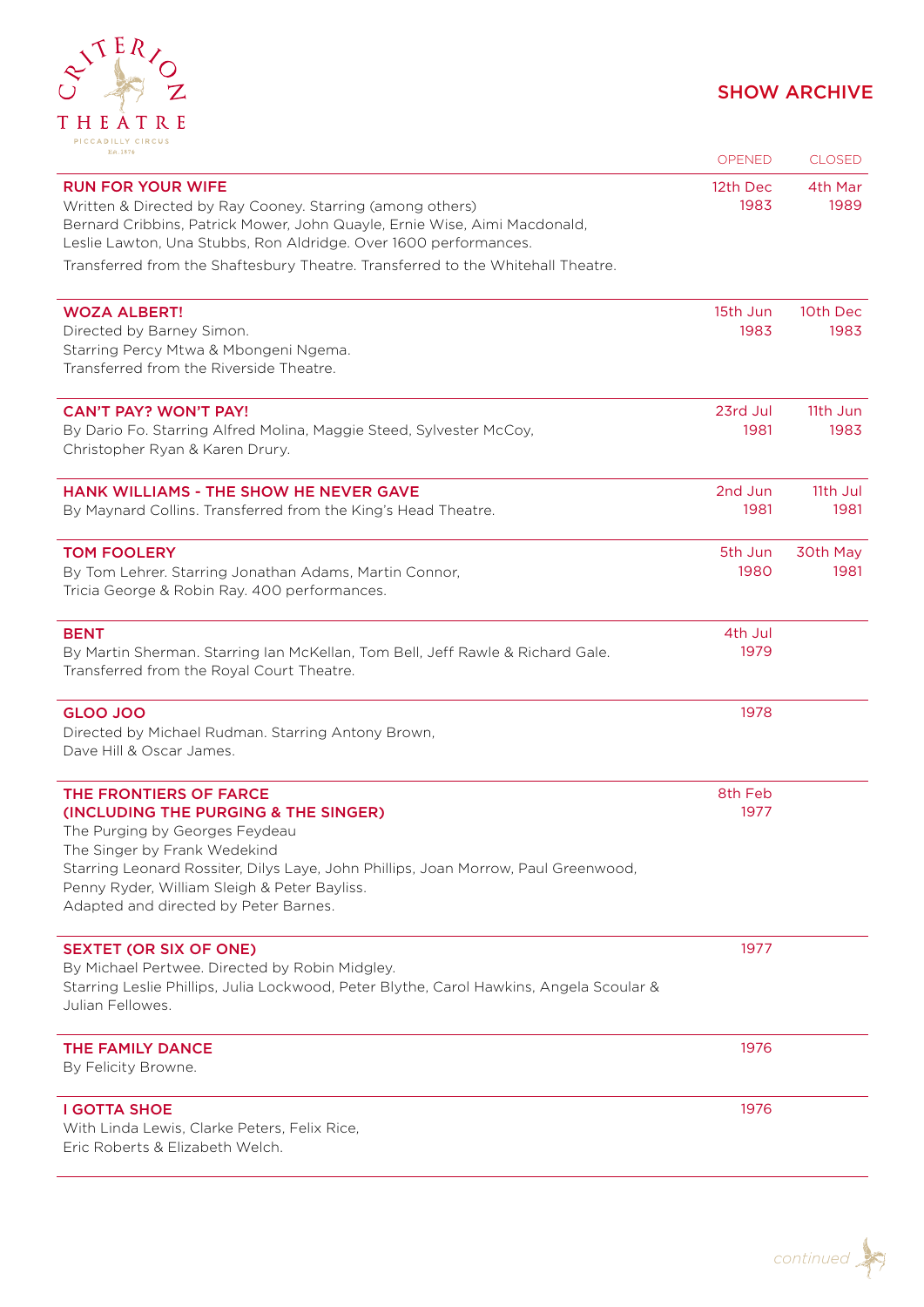# SHOW ARCHIVE

| | OPENED | CLOSED |
|---|---|---|
| **RUN FOR YOUR WIFE**<br>Written & Directed by Ray Cooney. Starring (among others) Bernard Cribbins, Patrick Mower, John Quayle, Ernie Wise, Aimi Macdonald, Leslie Lawton, Una Stubbs, Ron Aldridge. Over 1600 performances.<br>Transferred from the Shaftesbury Theatre. Transferred to the Whitehall Theatre. | 12th Dec 1983 | 4th Mar 1989 |
| **WOZA ALBERT!**<br>Directed by Barney Simon.<br>Starring Percy Mtwa & Mbongeni Ngema.<br>Transferred from the Riverside Theatre. | 15th Jun 1983 | 10th Dec 1983 |
| **CAN'T PAY? WON'T PAY!**<br>By Dario Fo. Starring Alfred Molina, Maggie Steed, Sylvester McCoy, Christopher Ryan & Karen Drury. | 23rd Jul 1981 | 11th Jun 1983 |
| **HANK WILLIAMS - THE SHOW HE NEVER GAVE**<br>By Maynard Collins. Transferred from the King's Head Theatre. | 2nd Jun 1981 | 11th Jul 1981 |
| **TOM FOOLERY**<br>By Tom Lehrer. Starring Jonathan Adams, Martin Connor, Tricia George & Robin Ray. 400 performances. | 5th Jun 1980 | 30th May 1981 |
| **BENT**<br>By Martin Sherman. Starring Ian McKellan, Tom Bell, Jeff Rawle & Richard Gale.<br>Transferred from the Royal Court Theatre. | 4th Jul 1979 | |
| **GLOO JOO**<br>Directed by Michael Rudman. Starring Antony Brown, Dave Hill & Oscar James. | 1978 | |
| **THE FRONTIERS OF FARCE (INCLUDING THE PURGING & THE SINGER)**<br>The Purging by Georges Feydeau<br>The Singer by Frank Wedekind<br>Starring Leonard Rossiter, Dilys Laye, John Phillips, Joan Morrow, Paul Greenwood, Penny Ryder, William Sleigh & Peter Bayliss.<br>Adapted and directed by Peter Barnes. | 8th Feb 1977 | |
| **SEXTET (OR SIX OF ONE)**<br>By Michael Pertwee. Directed by Robin Midgley.<br>Starring Leslie Phillips, Julia Lockwood, Peter Blythe, Carol Hawkins, Angela Scoular & Julian Fellowes. | 1977 | |
| **THE FAMILY DANCE**<br>By Felicity Browne. | 1976 | |
| **I GOTTA SHOE**<br>With Linda Lewis, Clarke Peters, Felix Rice, Eric Roberts & Elizabeth Welch. | 1976 | |

*continued*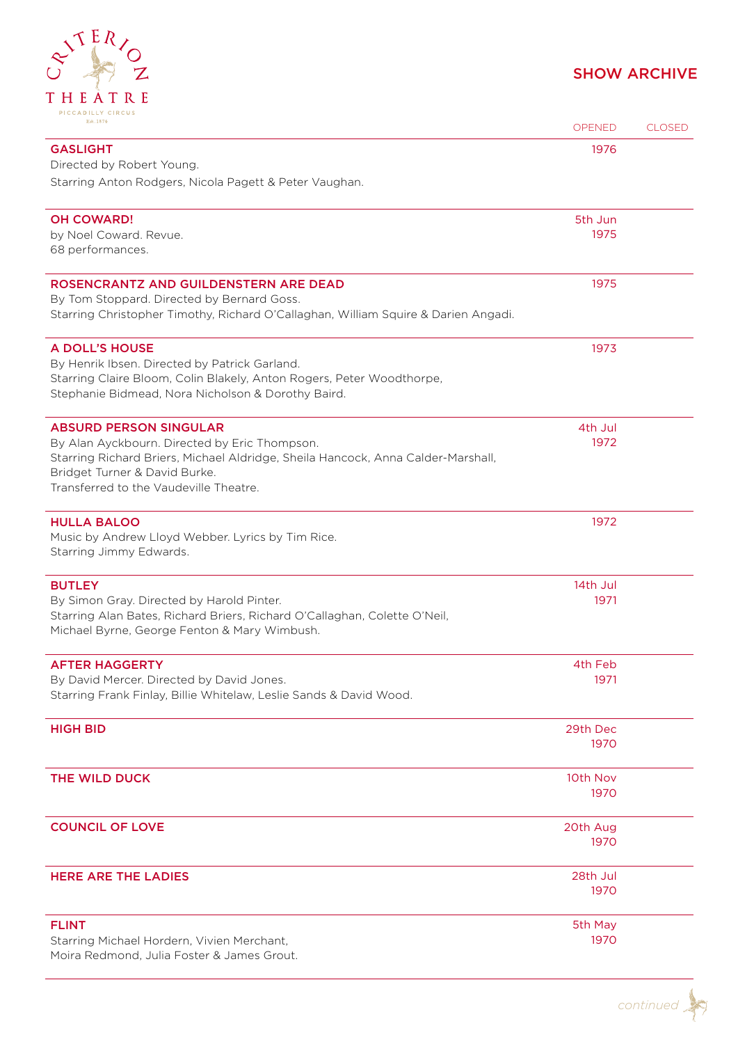## SHOW ARCHIVE

| | OPENED | CLOSED |
|---|---|---|
| **GASLIGHT**<br>Directed by Robert Young.<br>Starring Anton Rodgers, Nicola Pagett & Peter Vaughan. | 1976 | |
| **OH COWARD!**<br>by Noel Coward. Revue.<br>68 performances. | 5th Jun 1975 | |
| **ROSENCRANTZ AND GUILDENSTERN ARE DEAD**<br>By Tom Stoppard. Directed by Bernard Goss.<br>Starring Christopher Timothy, Richard O'Callaghan, William Squire & Darien Angadi. | 1975 | |
| **A DOLL'S HOUSE**<br>By Henrik Ibsen. Directed by Patrick Garland.<br>Starring Claire Bloom, Colin Blakely, Anton Rogers, Peter Woodthorpe, Stephanie Bidmead, Nora Nicholson & Dorothy Baird. | 1973 | |
| **ABSURD PERSON SINGULAR**<br>By Alan Ayckbourn. Directed by Eric Thompson.<br>Starring Richard Briers, Michael Aldridge, Sheila Hancock, Anna Calder-Marshall, Bridget Turner & David Burke.<br>Transferred to the Vaudeville Theatre. | 4th Jul 1972 | |
| **HULLA BALOO**<br>Music by Andrew Lloyd Webber. Lyrics by Tim Rice.<br>Starring Jimmy Edwards. | 1972 | |
| **BUTLEY**<br>By Simon Gray. Directed by Harold Pinter.<br>Starring Alan Bates, Richard Briers, Richard O'Callaghan, Colette O'Neil, Michael Byrne, George Fenton & Mary Wimbush. | 14th Jul 1971 | |
| **AFTER HAGGERTY**<br>By David Mercer. Directed by David Jones.<br>Starring Frank Finlay, Billie Whitelaw, Leslie Sands & David Wood. | 4th Feb 1971 | |
| **HIGH BID** | 29th Dec 1970 | |
| **THE WILD DUCK** | 10th Nov 1970 | |
| **COUNCIL OF LOVE** | 20th Aug 1970 | |
| **HERE ARE THE LADIES** | 28th Jul 1970 | |
| **FLINT**<br>Starring Michael Hordern, Vivien Merchant, Moira Redmond, Julia Foster & James Grout. | 5th May 1970 | |

*continued*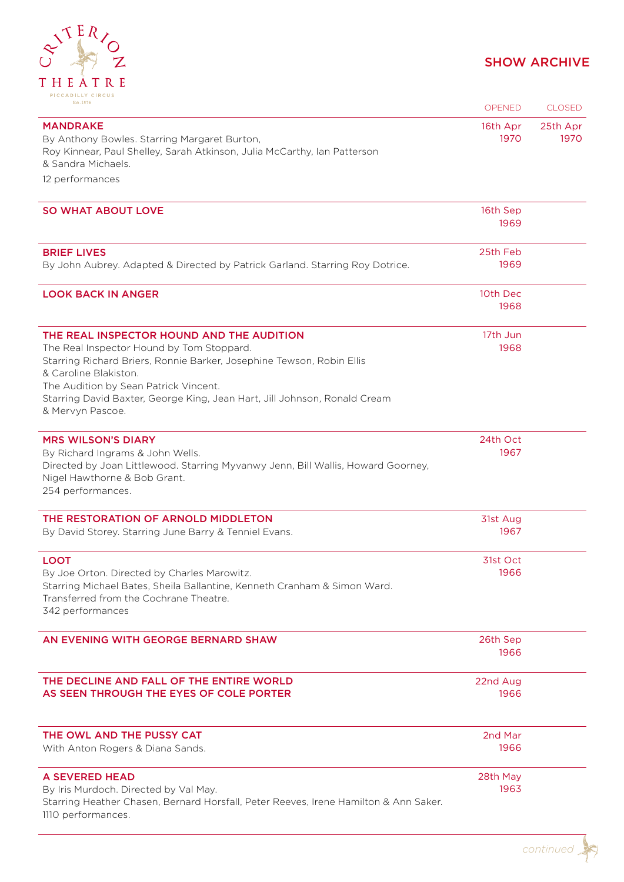# SHOW ARCHIVE

| | OPENED | CLOSED |
|---|---|---|
| **MANDRAKE**<br>By Anthony Bowles. Starring Margaret Burton, Roy Kinnear, Paul Shelley, Sarah Atkinson, Julia McCarthy, Ian Patterson & Sandra Michaels.<br>12 performances | 16th Apr 1970 | 25th Apr 1970 |
| **SO WHAT ABOUT LOVE** | 16th Sep 1969 | |
| **BRIEF LIVES**<br>By John Aubrey. Adapted & Directed by Patrick Garland. Starring Roy Dotrice. | 25th Feb 1969 | |
| **LOOK BACK IN ANGER** | 10th Dec 1968 | |
| **THE REAL INSPECTOR HOUND AND THE AUDITION**<br>The Real Inspector Hound by Tom Stoppard.<br>Starring Richard Briers, Ronnie Barker, Josephine Tewson, Robin Ellis & Caroline Blakiston.<br>The Audition by Sean Patrick Vincent.<br>Starring David Baxter, George King, Jean Hart, Jill Johnson, Ronald Cream & Mervyn Pascoe. | 17th Jun 1968 | |
| **MRS WILSON'S DIARY**<br>By Richard Ingrams & John Wells.<br>Directed by Joan Littlewood. Starring Myvanwy Jenn, Bill Wallis, Howard Goorney, Nigel Hawthorne & Bob Grant.<br>254 performances. | 24th Oct 1967 | |
| **THE RESTORATION OF ARNOLD MIDDLETON**<br>By David Storey. Starring June Barry & Tenniel Evans. | 31st Aug 1967 | |
| **LOOT**<br>By Joe Orton. Directed by Charles Marowitz.<br>Starring Michael Bates, Sheila Ballantine, Kenneth Cranham & Simon Ward.<br>Transferred from the Cochrane Theatre.<br>342 performances | 31st Oct 1966 | |
| **AN EVENING WITH GEORGE BERNARD SHAW** | 26th Sep 1966 | |
| **THE DECLINE AND FALL OF THE ENTIRE WORLD AS SEEN THROUGH THE EYES OF COLE PORTER** | 22nd Aug 1966 | |
| **THE OWL AND THE PUSSY CAT**<br>With Anton Rogers & Diana Sands. | 2nd Mar 1966 | |
| **A SEVERED HEAD**<br>By Iris Murdoch. Directed by Val May.<br>Starring Heather Chasen, Bernard Horsfall, Peter Reeves, Irene Hamilton & Ann Saker.<br>1110 performances. | 28th May 1963 | |

*continued*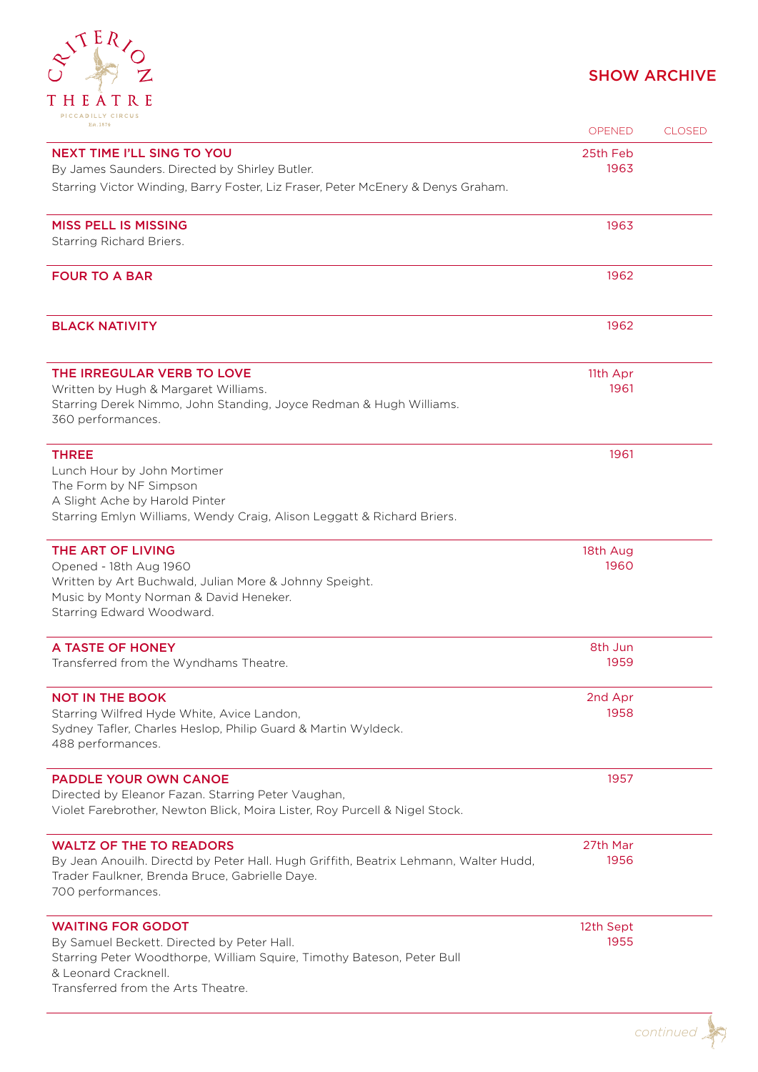## SHOW ARCHIVE

| | OPENED | CLOSED |
|---|---|---|
| **NEXT TIME I'LL SING TO YOU**<br>By James Saunders. Directed by Shirley Butler.<br>Starring Victor Winding, Barry Foster, Liz Fraser, Peter McEnery & Denys Graham. | 25th Feb 1963 | |
| **MISS PELL IS MISSING**<br>Starring Richard Briers. | 1963 | |
| **FOUR TO A BAR** | 1962 | |
| **BLACK NATIVITY** | 1962 | |
| **THE IRREGULAR VERB TO LOVE**<br>Written by Hugh & Margaret Williams.<br>Starring Derek Nimmo, John Standing, Joyce Redman & Hugh Williams.<br>360 performances. | 11th Apr 1961 | |
| **THREE**<br>Lunch Hour by John Mortimer<br>The Form by NF Simpson<br>A Slight Ache by Harold Pinter<br>Starring Emlyn Williams, Wendy Craig, Alison Leggatt & Richard Briers. | 1961 | |
| **THE ART OF LIVING**<br>Opened - 18th Aug 1960<br>Written by Art Buchwald, Julian More & Johnny Speight.<br>Music by Monty Norman & David Heneker.<br>Starring Edward Woodward. | 18th Aug 1960 | |
| **A TASTE OF HONEY**<br>Transferred from the Wyndhams Theatre. | 8th Jun 1959 | |
| **NOT IN THE BOOK**<br>Starring Wilfred Hyde White, Avice Landon,<br>Sydney Tafler, Charles Heslop, Philip Guard & Martin Wyldeck.<br>488 performances. | 2nd Apr 1958 | |
| **PADDLE YOUR OWN CANOE**<br>Directed by Eleanor Fazan. Starring Peter Vaughan,<br>Violet Farebrother, Newton Blick, Moira Lister, Roy Purcell & Nigel Stock. | 1957 | |
| **WALTZ OF THE TO READORS**<br>By Jean Anouilh. Directd by Peter Hall. Hugh Griffith, Beatrix Lehmann, Walter Hudd,<br>Trader Faulkner, Brenda Bruce, Gabrielle Daye.<br>700 performances. | 27th Mar 1956 | |
| **WAITING FOR GODOT**<br>By Samuel Beckett. Directed by Peter Hall.<br>Starring Peter Woodthorpe, William Squire, Timothy Bateson, Peter Bull<br>& Leonard Cracknell.<br>Transferred from the Arts Theatre. | 12th Sept 1955 | |

*continued*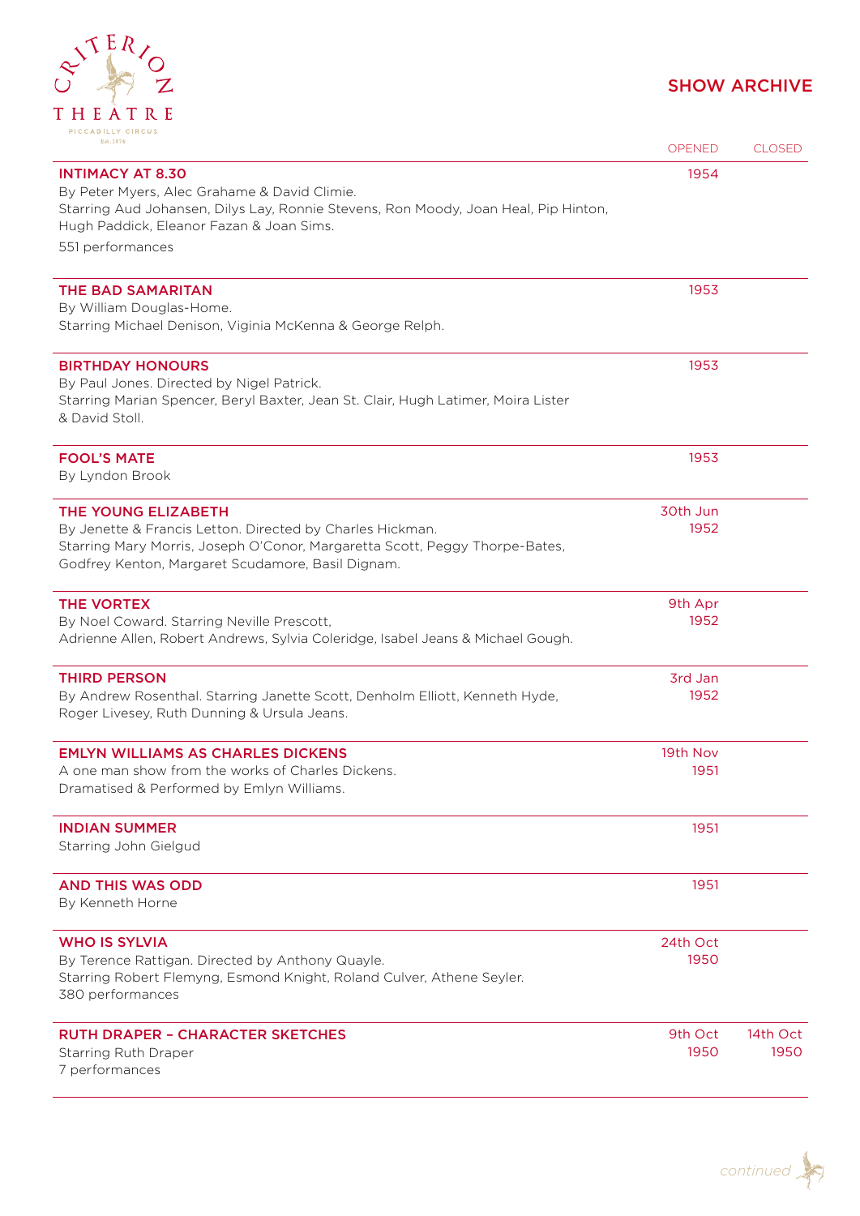## SHOW ARCHIVE

| | OPENED | CLOSED |
|---|---|---|
| **INTIMACY AT 8.30**<br>By Peter Myers, Alec Grahame & David Climie.<br>Starring Aud Johansen, Dilys Lay, Ronnie Stevens, Ron Moody, Joan Heal, Pip Hinton, Hugh Paddick, Eleanor Fazan & Joan Sims.<br>551 performances | 1954 | |
| **THE BAD SAMARITAN**<br>By William Douglas-Home.<br>Starring Michael Denison, Viginia McKenna & George Relph. | 1953 | |
| **BIRTHDAY HONOURS**<br>By Paul Jones. Directed by Nigel Patrick.<br>Starring Marian Spencer, Beryl Baxter, Jean St. Clair, Hugh Latimer, Moira Lister & David Stoll. | 1953 | |
| **FOOL'S MATE**<br>By Lyndon Brook | 1953 | |
| **THE YOUNG ELIZABETH**<br>By Jenette & Francis Letton. Directed by Charles Hickman.<br>Starring Mary Morris, Joseph O'Conor, Margaretta Scott, Peggy Thorpe-Bates, Godfrey Kenton, Margaret Scudamore, Basil Dignam. | 30th Jun 1952 | |
| **THE VORTEX**<br>By Noel Coward. Starring Neville Prescott,<br>Adrienne Allen, Robert Andrews, Sylvia Coleridge, Isabel Jeans & Michael Gough. | 9th Apr 1952 | |
| **THIRD PERSON**<br>By Andrew Rosenthal. Starring Janette Scott, Denholm Elliott, Kenneth Hyde, Roger Livesey, Ruth Dunning & Ursula Jeans. | 3rd Jan 1952 | |
| **EMLYN WILLIAMS AS CHARLES DICKENS**<br>A one man show from the works of Charles Dickens.<br>Dramatised & Performed by Emlyn Williams. | 19th Nov 1951 | |
| **INDIAN SUMMER**<br>Starring John Gielgud | 1951 | |
| **AND THIS WAS ODD**<br>By Kenneth Horne | 1951 | |
| **WHO IS SYLVIA**<br>By Terence Rattigan. Directed by Anthony Quayle.<br>Starring Robert Flemyng, Esmond Knight, Roland Culver, Athene Seyler.<br>380 performances | 24th Oct 1950 | |
| **RUTH DRAPER – CHARACTER SKETCHES**<br>Starring Ruth Draper<br>7 performances | 9th Oct 1950 | 14th Oct 1950 |

*continued*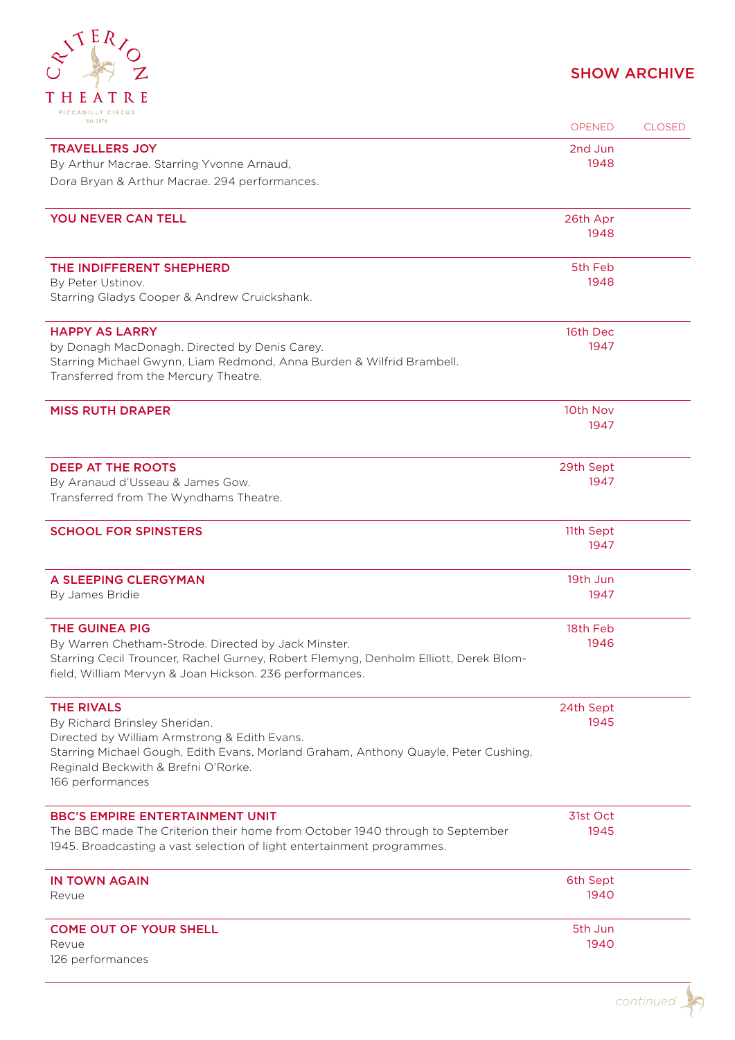## SHOW ARCHIVE

| | OPENED | CLOSED |
|---|---|---|
| **TRAVELLERS JOY**<br>By Arthur Macrae. Starring Yvonne Arnaud, Dora Bryan & Arthur Macrae. 294 performances. | 2nd Jun 1948 | |
| **YOU NEVER CAN TELL** | 26th Apr 1948 | |
| **THE INDIFFERENT SHEPHERD**<br>By Peter Ustinov.<br>Starring Gladys Cooper & Andrew Cruickshank. | 5th Feb 1948 | |
| **HAPPY AS LARRY**<br>by Donagh MacDonagh. Directed by Denis Carey.<br>Starring Michael Gwynn, Liam Redmond, Anna Burden & Wilfrid Brambell.<br>Transferred from the Mercury Theatre. | 16th Dec 1947 | |
| **MISS RUTH DRAPER** | 10th Nov 1947 | |
| **DEEP AT THE ROOTS**<br>By Aranaud d'Usseau & James Gow.<br>Transferred from The Wyndhams Theatre. | 29th Sept 1947 | |
| **SCHOOL FOR SPINSTERS** | 11th Sept 1947 | |
| **A SLEEPING CLERGYMAN**<br>By James Bridie | 19th Jun 1947 | |
| **THE GUINEA PIG**<br>By Warren Chetham-Strode. Directed by Jack Minster.<br>Starring Cecil Trouncer, Rachel Gurney, Robert Flemyng, Denholm Elliott, Derek Blomfield, William Mervyn & Joan Hickson. 236 performances. | 18th Feb 1946 | |
| **THE RIVALS**<br>By Richard Brinsley Sheridan.<br>Directed by William Armstrong & Edith Evans.<br>Starring Michael Gough, Edith Evans, Morland Graham, Anthony Quayle, Peter Cushing, Reginald Beckwith & Brefni O'Rorke.<br>166 performances | 24th Sept 1945 | |
| **BBC'S EMPIRE ENTERTAINMENT UNIT**<br>The BBC made The Criterion their home from October 1940 through to September 1945. Broadcasting a vast selection of light entertainment programmes. | 31st Oct 1945 | |
| **IN TOWN AGAIN**<br>Revue | 6th Sept 1940 | |
| **COME OUT OF YOUR SHELL**<br>Revue<br>126 performances | 5th Jun 1940 | |

*continued*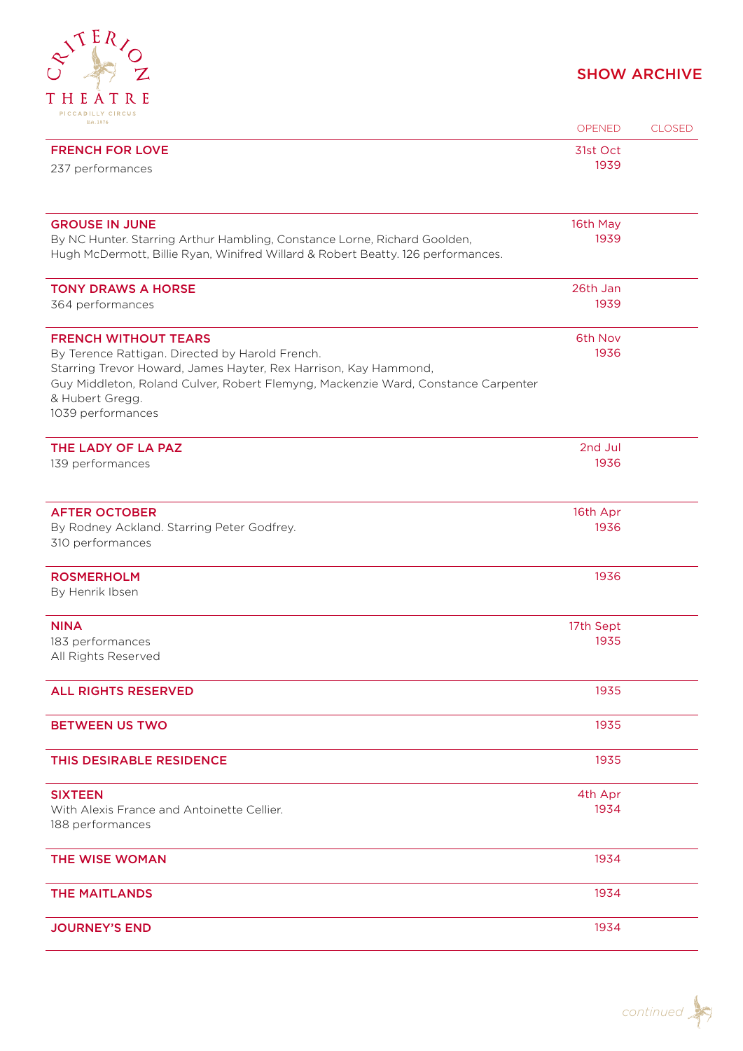# SHOW ARCHIVE

| | OPENED | CLOSED |
|---|---|---|
| **FRENCH FOR LOVE**<br>237 performances | 31st Oct 1939 | |
| **GROUSE IN JUNE**<br>By NC Hunter. Starring Arthur Hambling, Constance Lorne, Richard Goolden, Hugh McDermott, Billie Ryan, Winifred Willard & Robert Beatty. 126 performances. | 16th May 1939 | |
| **TONY DRAWS A HORSE**<br>364 performances | 26th Jan 1939 | |
| **FRENCH WITHOUT TEARS**<br>By Terence Rattigan. Directed by Harold French.<br>Starring Trevor Howard, James Hayter, Rex Harrison, Kay Hammond, Guy Middleton, Roland Culver, Robert Flemyng, Mackenzie Ward, Constance Carpenter & Hubert Gregg.<br>1039 performances | 6th Nov 1936 | |
| **THE LADY OF LA PAZ**<br>139 performances | 2nd Jul 1936 | |
| **AFTER OCTOBER**<br>By Rodney Ackland. Starring Peter Godfrey.<br>310 performances | 16th Apr 1936 | |
| **ROSMERHOLM**<br>By Henrik Ibsen | 1936 | |
| **NINA**<br>183 performances<br>All Rights Reserved | 17th Sept 1935 | |
| **ALL RIGHTS RESERVED** | 1935 | |
| **BETWEEN US TWO** | 1935 | |
| **THIS DESIRABLE RESIDENCE** | 1935 | |
| **SIXTEEN**<br>With Alexis France and Antoinette Cellier.<br>188 performances | 4th Apr 1934 | |
| **THE WISE WOMAN** | 1934 | |
| **THE MAITLANDS** | 1934 | |
| **JOURNEY'S END** | 1934 | |

*continued*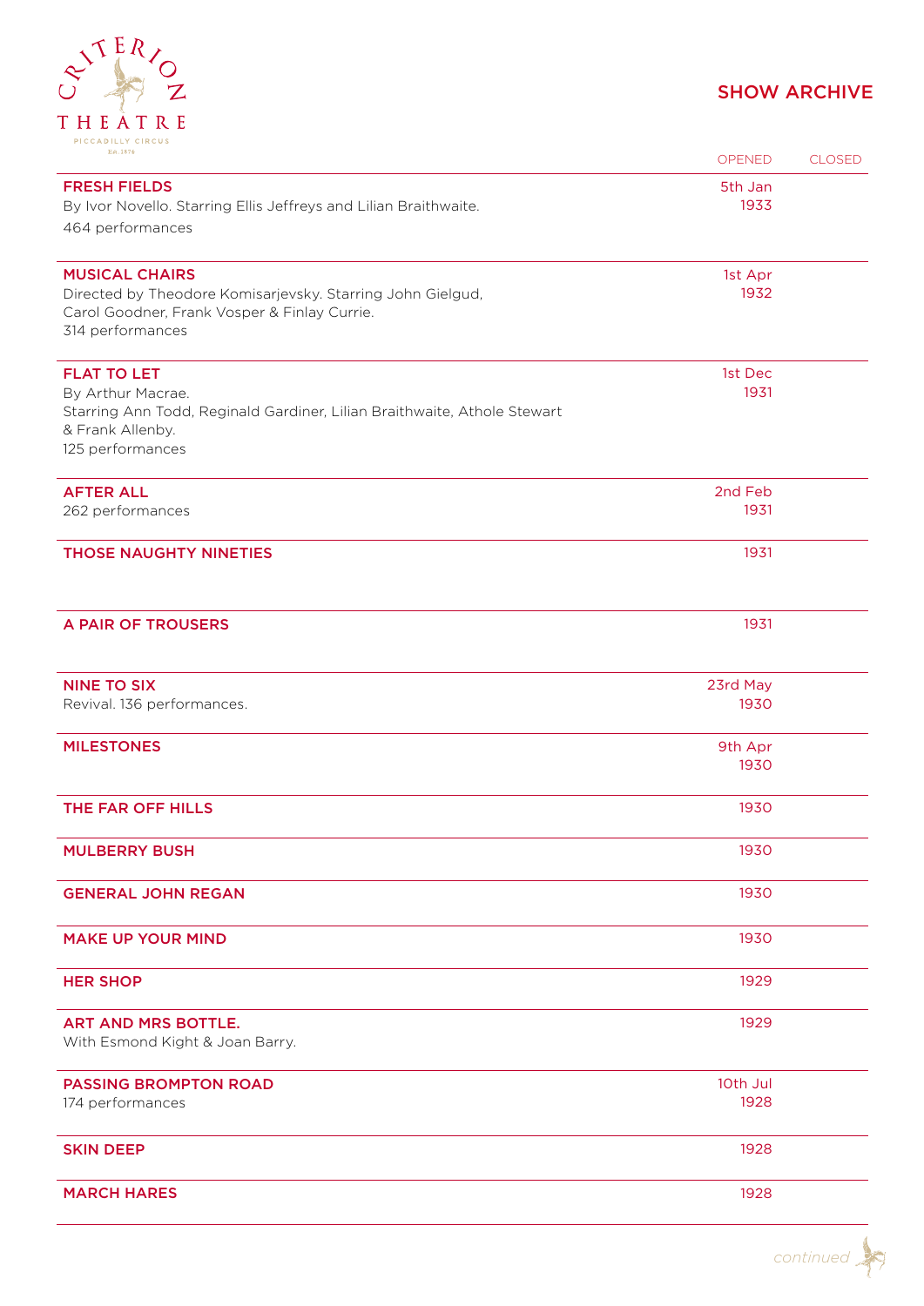# SHOW ARCHIVE

| | OPENED | CLOSED |
|---|---|---|
| **FRESH FIELDS**<br>By Ivor Novello. Starring Ellis Jeffreys and Lilian Braithwaite.<br>464 performances | 5th Jan 1933 | |
| **MUSICAL CHAIRS**<br>Directed by Theodore Komisarjevsky. Starring John Gielgud, Carol Goodner, Frank Vosper & Finlay Currie.<br>314 performances | 1st Apr 1932 | |
| **FLAT TO LET**<br>By Arthur Macrae.<br>Starring Ann Todd, Reginald Gardiner, Lilian Braithwaite, Athole Stewart & Frank Allenby.<br>125 performances | 1st Dec 1931 | |
| **AFTER ALL**<br>262 performances | 2nd Feb 1931 | |
| **THOSE NAUGHTY NINETIES** | 1931 | |
| **A PAIR OF TROUSERS** | 1931 | |
| **NINE TO SIX**<br>Revival. 136 performances. | 23rd May 1930 | |
| **MILESTONES** | 9th Apr 1930 | |
| **THE FAR OFF HILLS** | 1930 | |
| **MULBERRY BUSH** | 1930 | |
| **GENERAL JOHN REGAN** | 1930 | |
| **MAKE UP YOUR MIND** | 1930 | |
| **HER SHOP** | 1929 | |
| **ART AND MRS BOTTLE.**<br>With Esmond Kight & Joan Barry. | 1929 | |
| **PASSING BROMPTON ROAD**<br>174 performances | 10th Jul 1928 | |
| **SKIN DEEP** | 1928 | |
| **MARCH HARES** | 1928 | |

*continued*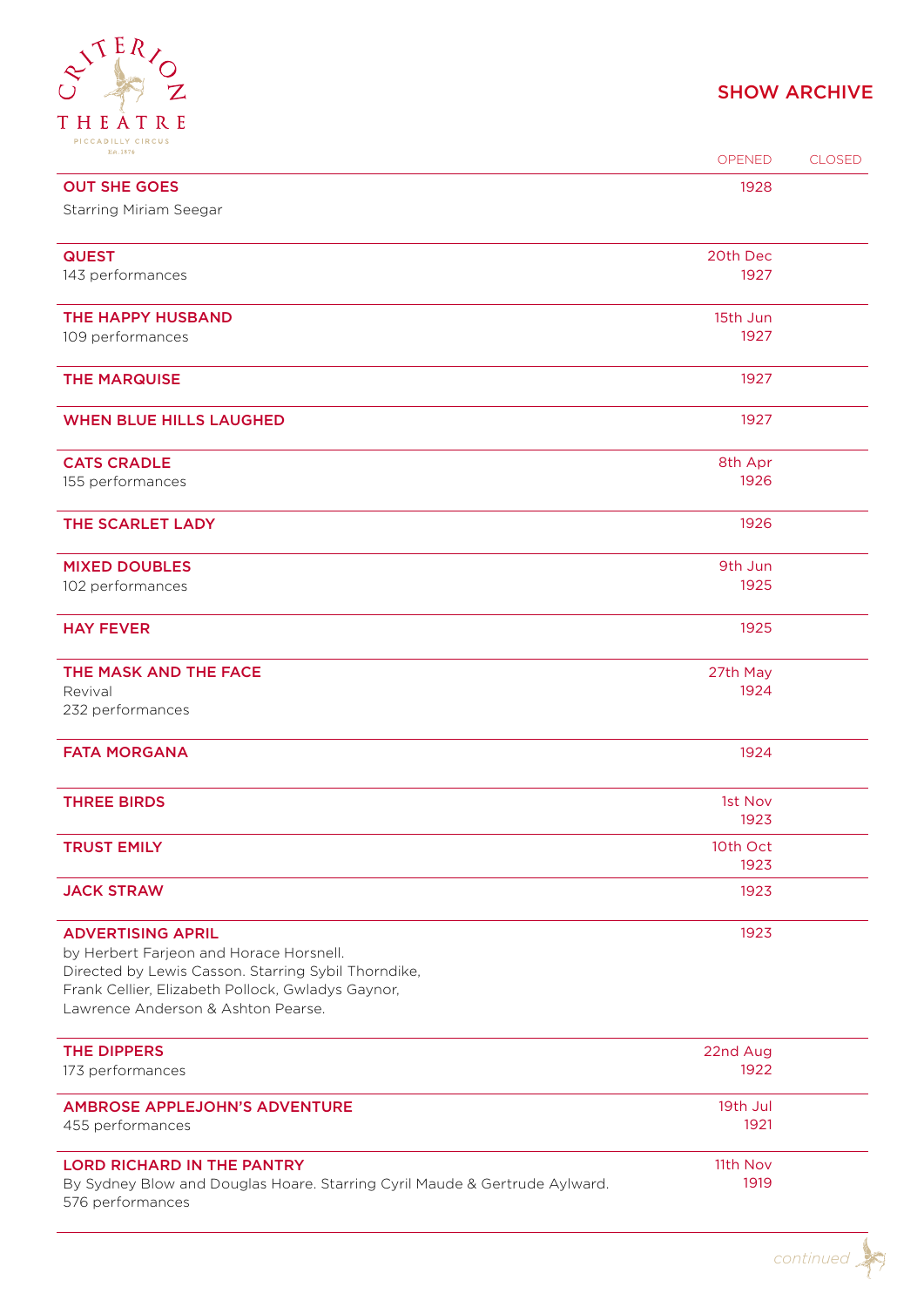# SHOW ARCHIVE

| | OPENED | CLOSED |
|---|---|---|
| **OUT SHE GOES**<br>Starring Miriam Seegar | 1928 | |
| **QUEST**<br>143 performances | 20th Dec 1927 | |
| **THE HAPPY HUSBAND**<br>109 performances | 15th Jun 1927 | |
| **THE MARQUISE** | 1927 | |
| **WHEN BLUE HILLS LAUGHED** | 1927 | |
| **CATS CRADLE**<br>155 performances | 8th Apr 1926 | |
| **THE SCARLET LADY** | 1926 | |
| **MIXED DOUBLES**<br>102 performances | 9th Jun 1925 | |
| **HAY FEVER** | 1925 | |
| **THE MASK AND THE FACE**<br>Revival<br>232 performances | 27th May 1924 | |
| **FATA MORGANA** | 1924 | |
| **THREE BIRDS** | 1st Nov 1923 | |
| **TRUST EMILY** | 10th Oct 1923 | |
| **JACK STRAW** | 1923 | |
| **ADVERTISING APRIL**<br>by Herbert Farjeon and Horace Horsnell.<br>Directed by Lewis Casson. Starring Sybil Thorndike, Frank Cellier, Elizabeth Pollock, Gwladys Gaynor, Lawrence Anderson & Ashton Pearse. | 1923 | |
| **THE DIPPERS**<br>173 performances | 22nd Aug 1922 | |
| **AMBROSE APPLEJOHN'S ADVENTURE**<br>455 performances | 19th Jul 1921 | |
| **LORD RICHARD IN THE PANTRY**<br>By Sydney Blow and Douglas Hoare. Starring Cyril Maude & Gertrude Aylward.<br>576 performances | 11th Nov 1919 | |

*continued*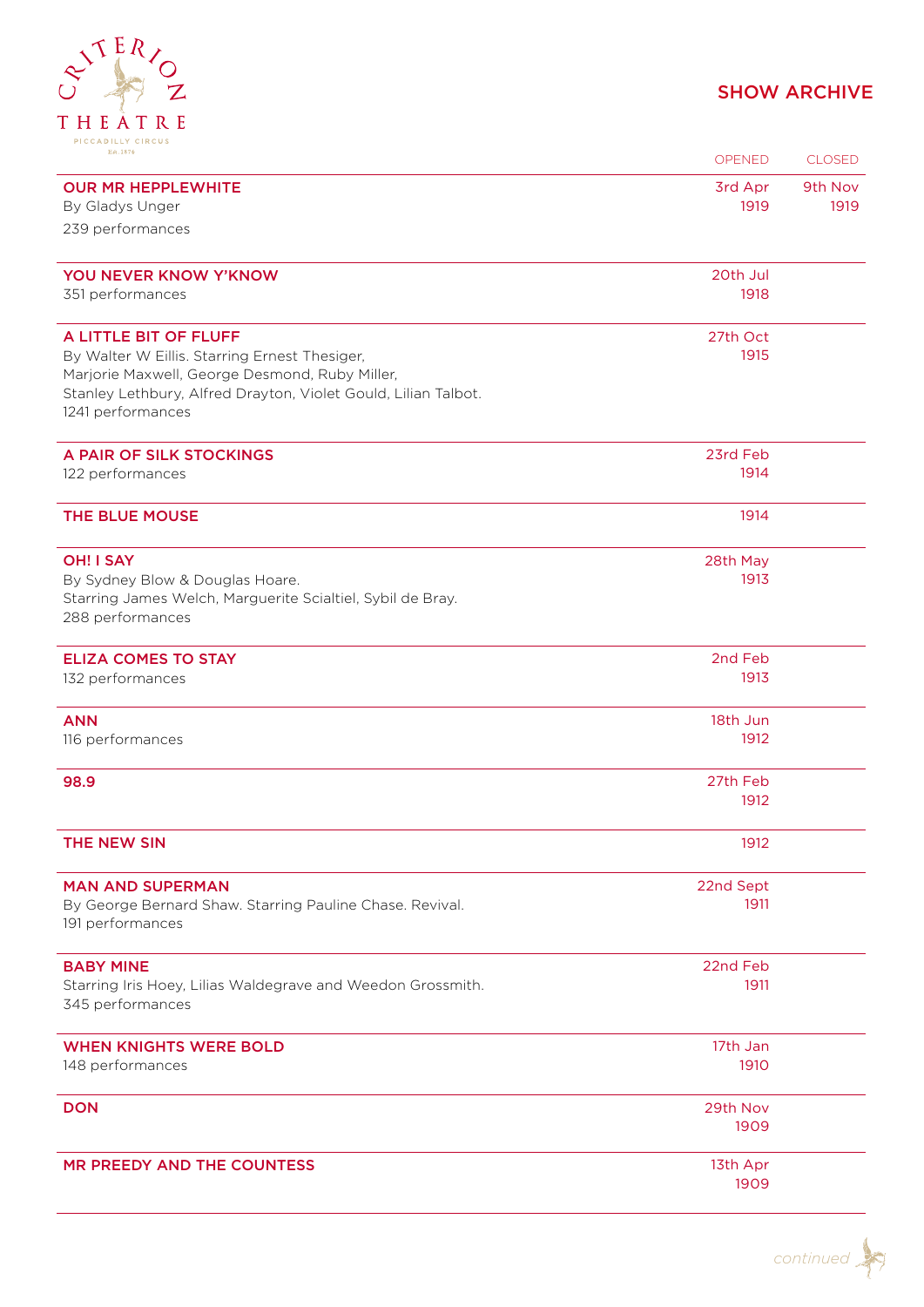## SHOW ARCHIVE

| | OPENED | CLOSED |
|---|---|---|
| **OUR MR HEPPLEWHITE**<br>By Gladys Unger<br>239 performances | 3rd Apr 1919 | 9th Nov 1919 |
| **YOU NEVER KNOW Y'KNOW**<br>351 performances | 20th Jul 1918 | |
| **A LITTLE BIT OF FLUFF**<br>By Walter W Eillis. Starring Ernest Thesiger, Marjorie Maxwell, George Desmond, Ruby Miller, Stanley Lethbury, Alfred Drayton, Violet Gould, Lilian Talbot.<br>1241 performances | 27th Oct 1915 | |
| **A PAIR OF SILK STOCKINGS**<br>122 performances | 23rd Feb 1914 | |
| **THE BLUE MOUSE** | 1914 | |
| **OH! I SAY**<br>By Sydney Blow & Douglas Hoare.<br>Starring James Welch, Marguerite Scialtiel, Sybil de Bray.<br>288 performances | 28th May 1913 | |
| **ELIZA COMES TO STAY**<br>132 performances | 2nd Feb 1913 | |
| **ANN**<br>116 performances | 18th Jun 1912 | |
| **98.9** | 27th Feb 1912 | |
| **THE NEW SIN** | 1912 | |
| **MAN AND SUPERMAN**<br>By George Bernard Shaw. Starring Pauline Chase. Revival.<br>191 performances | 22nd Sept 1911 | |
| **BABY MINE**<br>Starring Iris Hoey, Lilias Waldegrave and Weedon Grossmith.<br>345 performances | 22nd Feb 1911 | |
| **WHEN KNIGHTS WERE BOLD**<br>148 performances | 17th Jan 1910 | |
| **DON** | 29th Nov 1909 | |
| **MR PREEDY AND THE COUNTESS** | 13th Apr 1909 | |

*continued*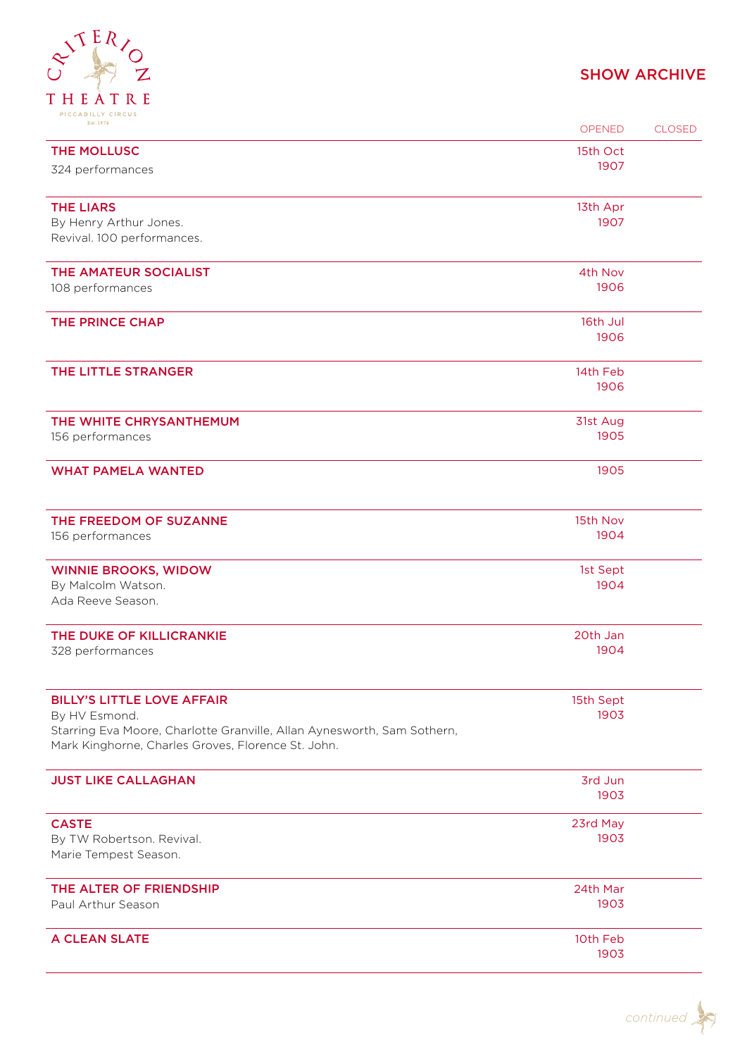# SHOW ARCHIVE

| | OPENED | CLOSED |
|---|---|---|
| **THE MOLLUSC**<br>324 performances | 15th Oct 1907 | |
| **THE LIARS**<br>By Henry Arthur Jones.<br>Revival. 100 performances. | 13th Apr 1907 | |
| **THE AMATEUR SOCIALIST**<br>108 performances | 4th Nov 1906 | |
| **THE PRINCE CHAP** | 16th Jul 1906 | |
| **THE LITTLE STRANGER** | 14th Feb 1906 | |
| **THE WHITE CHRYSANTHEMUM**<br>156 performances | 31st Aug 1905 | |
| **WHAT PAMELA WANTED** | 1905 | |
| **THE FREEDOM OF SUZANNE**<br>156 performances | 15th Nov 1904 | |
| **WINNIE BROOKS, WIDOW**<br>By Malcolm Watson.<br>Ada Reeve Season. | 1st Sept 1904 | |
| **THE DUKE OF KILLICRANKIE**<br>328 performances | 20th Jan 1904 | |
| **BILLY'S LITTLE LOVE AFFAIR**<br>By HV Esmond.<br>Starring Eva Moore, Charlotte Granville, Allan Aynesworth, Sam Sothern, Mark Kinghorne, Charles Groves, Florence St. John. | 15th Sept 1903 | |
| **JUST LIKE CALLAGHAN** | 3rd Jun 1903 | |
| **CASTE**<br>By TW Robertson. Revival.<br>Marie Tempest Season. | 23rd May 1903 | |
| **THE ALTER OF FRIENDSHIP**<br>Paul Arthur Season | 24th Mar 1903 | |
| **A CLEAN SLATE** | 10th Feb 1903 | |

*continued*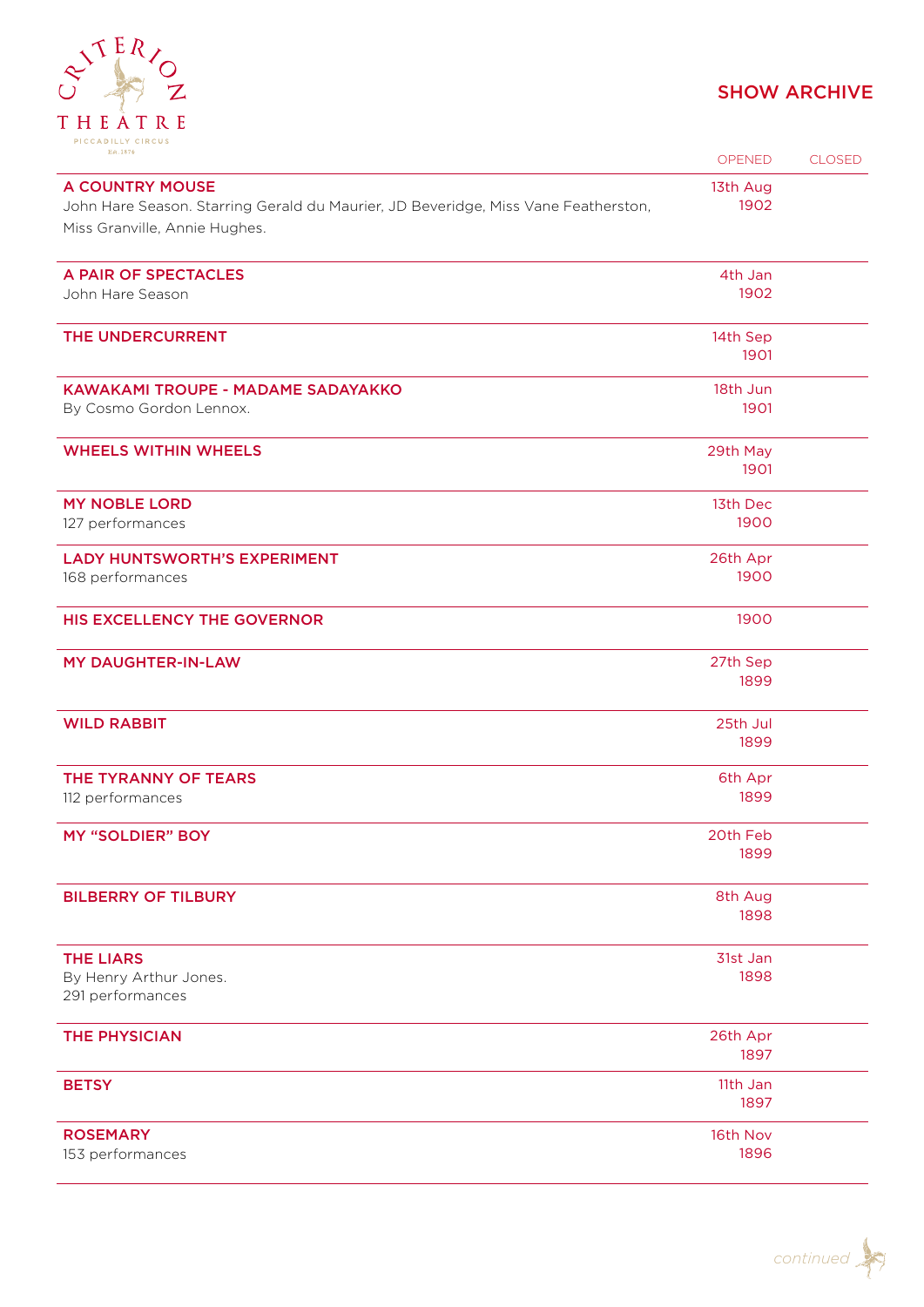## SHOW ARCHIVE

| | OPENED | CLOSED |
|---|---|---|
| **A COUNTRY MOUSE**<br>John Hare Season. Starring Gerald du Maurier, JD Beveridge, Miss Vane Featherston, Miss Granville, Annie Hughes. | 13th Aug 1902 | |
| **A PAIR OF SPECTACLES**<br>John Hare Season | 4th Jan 1902 | |
| **THE UNDERCURRENT** | 14th Sep 1901 | |
| **KAWAKAMI TROUPE - MADAME SADAYAKKO**<br>By Cosmo Gordon Lennox. | 18th Jun 1901 | |
| **WHEELS WITHIN WHEELS** | 29th May 1901 | |
| **MY NOBLE LORD**<br>127 performances | 13th Dec 1900 | |
| **LADY HUNTSWORTH'S EXPERIMENT**<br>168 performances | 26th Apr 1900 | |
| **HIS EXCELLENCY THE GOVERNOR** | 1900 | |
| **MY DAUGHTER-IN-LAW** | 27th Sep 1899 | |
| **WILD RABBIT** | 25th Jul 1899 | |
| **THE TYRANNY OF TEARS**<br>112 performances | 6th Apr 1899 | |
| **MY "SOLDIER" BOY** | 20th Feb 1899 | |
| **BILBERRY OF TILBURY** | 8th Aug 1898 | |
| **THE LIARS**<br>By Henry Arthur Jones.<br>291 performances | 31st Jan 1898 | |
| **THE PHYSICIAN** | 26th Apr 1897 | |
| **BETSY** | 11th Jan 1897 | |
| **ROSEMARY**<br>153 performances | 16th Nov 1896 | |

*continued*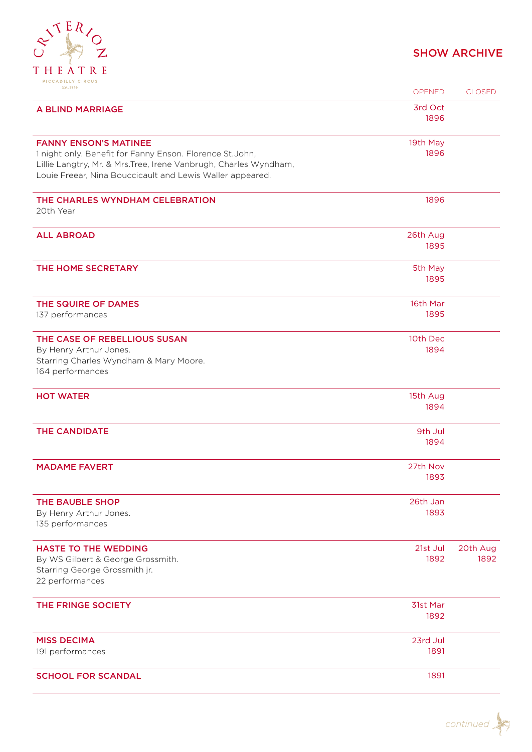## SHOW ARCHIVE

| | OPENED | CLOSED |
|---|---|---|
| **A BLIND MARRIAGE** | 3rd Oct 1896 | |
| **FANNY ENSON'S MATINEE**<br>1 night only. Benefit for Fanny Enson. Florence St.John, Lillie Langtry, Mr. & Mrs.Tree, Irene Vanbrugh, Charles Wyndham, Louie Freear, Nina Bouccicault and Lewis Waller appeared. | 19th May 1896 | |
| **THE CHARLES WYNDHAM CELEBRATION**<br>20th Year | 1896 | |
| **ALL ABROAD** | 26th Aug 1895 | |
| **THE HOME SECRETARY** | 5th May 1895 | |
| **THE SQUIRE OF DAMES**<br>137 performances | 16th Mar 1895 | |
| **THE CASE OF REBELLIOUS SUSAN**<br>By Henry Arthur Jones.<br>Starring Charles Wyndham & Mary Moore.<br>164 performances | 10th Dec 1894 | |
| **HOT WATER** | 15th Aug 1894 | |
| **THE CANDIDATE** | 9th Jul 1894 | |
| **MADAME FAVERT** | 27th Nov 1893 | |
| **THE BAUBLE SHOP**<br>By Henry Arthur Jones.<br>135 performances | 26th Jan 1893 | |
| **HASTE TO THE WEDDING**<br>By WS Gilbert & George Grossmith.<br>Starring George Grossmith jr.<br>22 performances | 21st Jul 1892 | 20th Aug 1892 |
| **THE FRINGE SOCIETY** | 31st Mar 1892 | |
| **MISS DECIMA**<br>191 performances | 23rd Jul 1891 | |
| **SCHOOL FOR SCANDAL** | 1891 | |

*continued*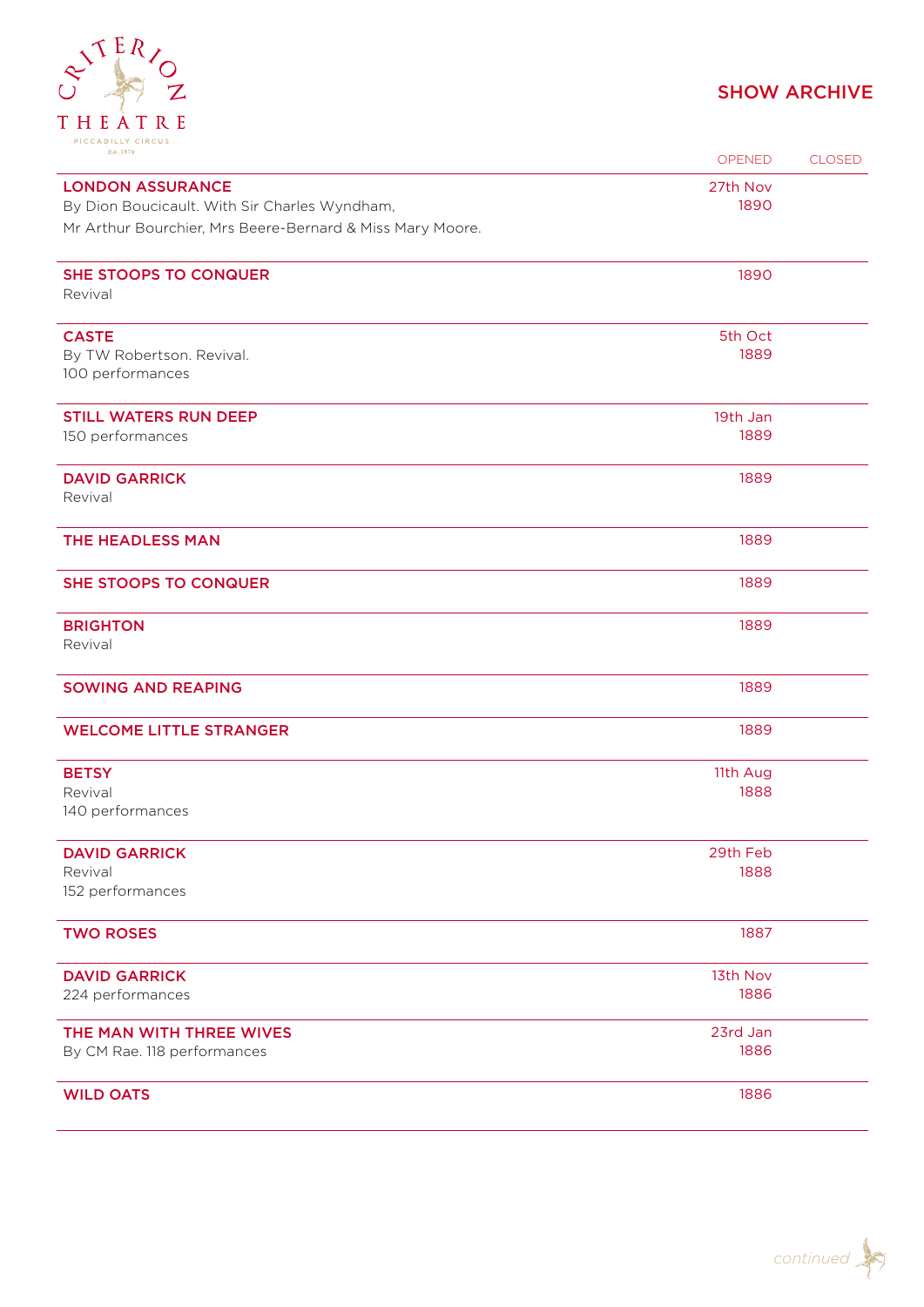# SHOW ARCHIVE

| Show | OPENED | CLOSED |
|---|---|---|
| **LONDON ASSURANCE**<br>By Dion Boucicault. With Sir Charles Wyndham, Mr Arthur Bourchier, Mrs Beere-Bernard & Miss Mary Moore. | 27th Nov 1890 | |
| **SHE STOOPS TO CONQUER**<br>Revival | 1890 | |
| **CASTE**<br>By TW Robertson. Revival.<br>100 performances | 5th Oct 1889 | |
| **STILL WATERS RUN DEEP**<br>150 performances | 19th Jan 1889 | |
| **DAVID GARRICK**<br>Revival | 1889 | |
| **THE HEADLESS MAN** | 1889 | |
| **SHE STOOPS TO CONQUER** | 1889 | |
| **BRIGHTON**<br>Revival | 1889 | |
| **SOWING AND REAPING** | 1889 | |
| **WELCOME LITTLE STRANGER** | 1889 | |
| **BETSY**<br>Revival<br>140 performances | 11th Aug 1888 | |
| **DAVID GARRICK**<br>Revival<br>152 performances | 29th Feb 1888 | |
| **TWO ROSES** | 1887 | |
| **DAVID GARRICK**<br>224 performances | 13th Nov 1886 | |
| **THE MAN WITH THREE WIVES**<br>By CM Rae. 118 performances | 23rd Jan 1886 | |
| **WILD OATS** | 1886 | |

*continued*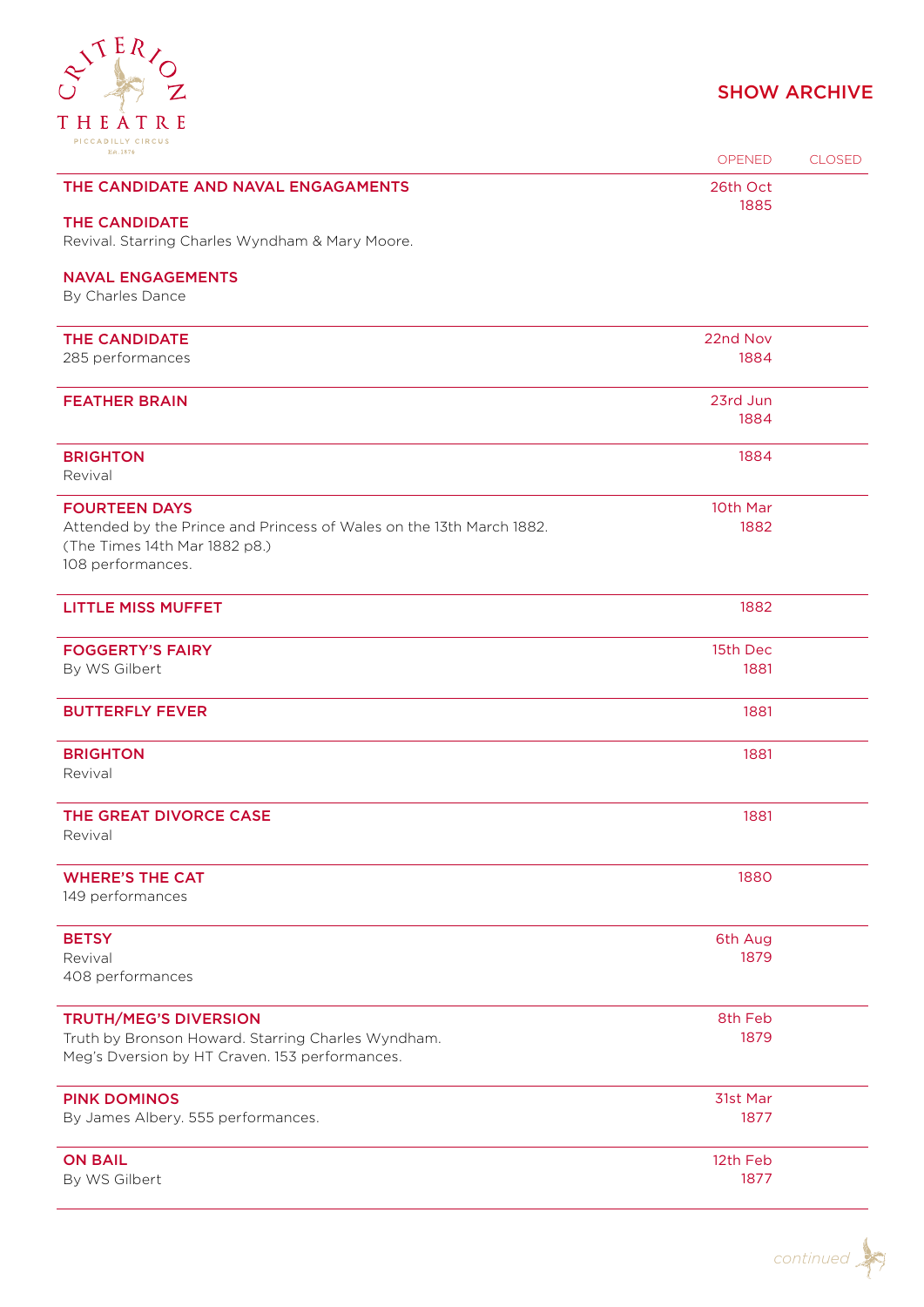# SHOW ARCHIVE

| | OPENED | CLOSED |
|---|---|---|
| **THE CANDIDATE AND NAVAL ENGAGAMENTS**<br><br>**THE CANDIDATE**<br>Revival. Starring Charles Wyndham & Mary Moore.<br><br>**NAVAL ENGAGEMENTS**<br>By Charles Dance | 26th Oct 1885 | |
| **THE CANDIDATE**<br>285 performances | 22nd Nov 1884 | |
| **FEATHER BRAIN** | 23rd Jun 1884 | |
| **BRIGHTON**<br>Revival | 1884 | |
| **FOURTEEN DAYS**<br>Attended by the Prince and Princess of Wales on the 13th March 1882. (The Times 14th Mar 1882 p8.)<br>108 performances. | 10th Mar 1882 | |
| **LITTLE MISS MUFFET** | 1882 | |
| **FOGGERTY'S FAIRY**<br>By WS Gilbert | 15th Dec 1881 | |
| **BUTTERFLY FEVER** | 1881 | |
| **BRIGHTON**<br>Revival | 1881 | |
| **THE GREAT DIVORCE CASE**<br>Revival | 1881 | |
| **WHERE'S THE CAT**<br>149 performances | 1880 | |
| **BETSY**<br>Revival<br>408 performances | 6th Aug 1879 | |
| **TRUTH/MEG'S DIVERSION**<br>Truth by Bronson Howard. Starring Charles Wyndham.<br>Meg's Dversion by HT Craven. 153 performances. | 8th Feb 1879 | |
| **PINK DOMINOS**<br>By James Albery. 555 performances. | 31st Mar 1877 | |
| **ON BAIL**<br>By WS Gilbert | 12th Feb 1877 | |

*continued*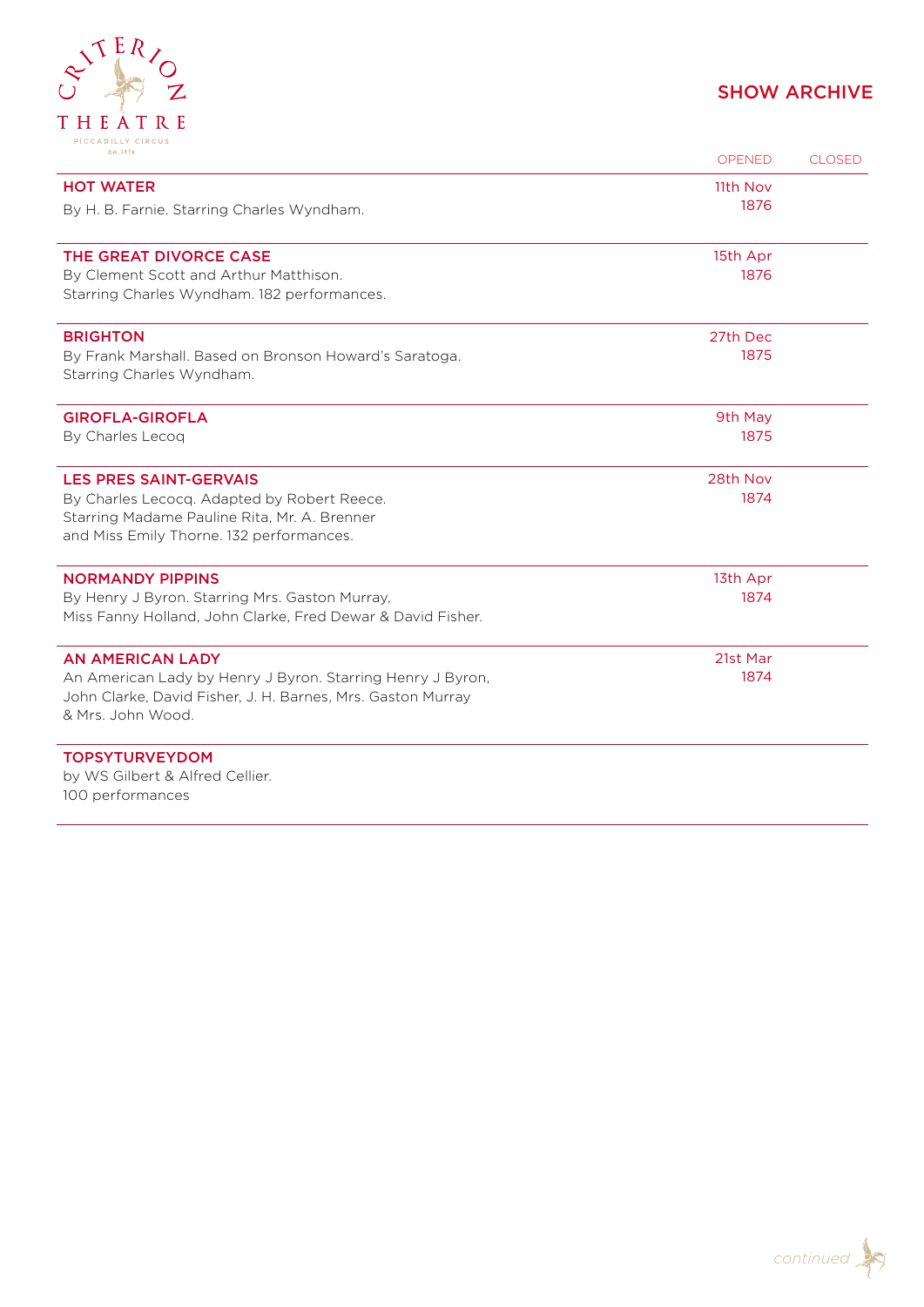# SHOW ARCHIVE

| | OPENED | CLOSED |
|---|---|---|
| **HOT WATER**<br>By H. B. Farnie. Starring Charles Wyndham. | 11th Nov 1876 | |
| **THE GREAT DIVORCE CASE**<br>By Clement Scott and Arthur Matthison.<br>Starring Charles Wyndham. 182 performances. | 15th Apr 1876 | |
| **BRIGHTON**<br>By Frank Marshall. Based on Bronson Howard's Saratoga.<br>Starring Charles Wyndham. | 27th Dec 1875 | |
| **GIROFLA-GIROFLA**<br>By Charles Lecoq | 9th May 1875 | |
| **LES PRES SAINT-GERVAIS**<br>By Charles Lecocq. Adapted by Robert Reece.<br>Starring Madame Pauline Rita, Mr. A. Brenner<br>and Miss Emily Thorne. 132 performances. | 28th Nov 1874 | |
| **NORMANDY PIPPINS**<br>By Henry J Byron. Starring Mrs. Gaston Murray,<br>Miss Fanny Holland, John Clarke, Fred Dewar & David Fisher. | 13th Apr 1874 | |
| **AN AMERICAN LADY**<br>An American Lady by Henry J Byron. Starring Henry J Byron,<br>John Clarke, David Fisher, J. H. Barnes, Mrs. Gaston Murray<br>& Mrs. John Wood. | 21st Mar 1874 | |
| **TOPSYTURVEYDOM**<br>by WS Gilbert & Alfred Cellier.<br>100 performances | | |

*continued*